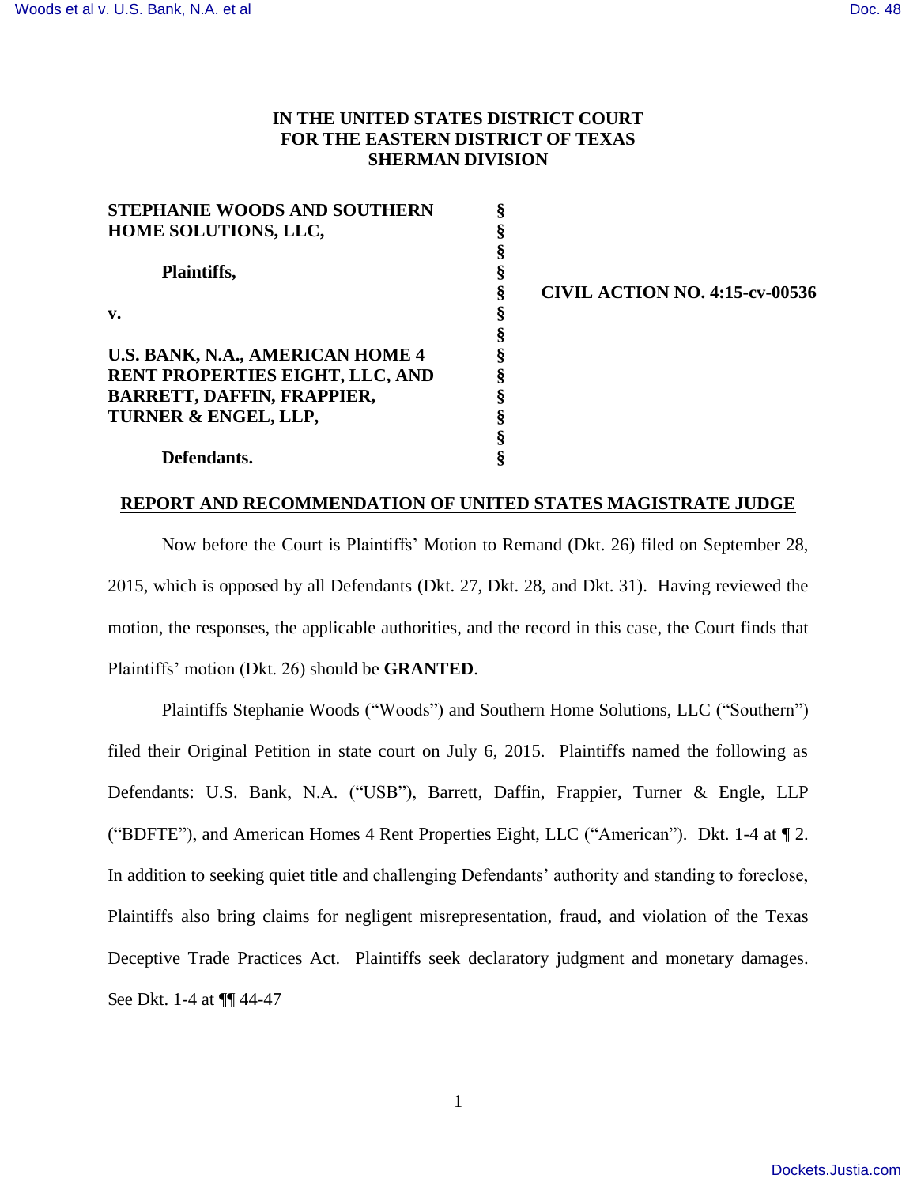**IN THE UNITED STATES DISTRICT COURT**
**FOR THE EASTERN DISTRICT OF TEXAS**
**SHERMAN DIVISION**

| | | |
|---|---|---|
| **STEPHANIE WOODS AND SOUTHERN HOME SOLUTIONS, LLC,** | § | |
| | § | |
| **Plaintiffs,** | § | |
| | § | **CIVIL ACTION NO. 4:15-cv-00536** |
| **v.** | § | |
| | § | |
| **U.S. BANK, N.A., AMERICAN HOME 4 RENT PROPERTIES EIGHT, LLC, AND BARRETT, DAFFIN, FRAPPIER, TURNER & ENGEL, LLP,** | § | |
| | § | |
| **Defendants.** | § | |

**REPORT AND RECOMMENDATION OF UNITED STATES MAGISTRATE JUDGE**

Now before the Court is Plaintiffs' Motion to Remand (Dkt. 26) filed on September 28, 2015, which is opposed by all Defendants (Dkt. 27, Dkt. 28, and Dkt. 31). Having reviewed the motion, the responses, the applicable authorities, and the record in this case, the Court finds that Plaintiffs' motion (Dkt. 26) should be **GRANTED**.

Plaintiffs Stephanie Woods ("Woods") and Southern Home Solutions, LLC ("Southern") filed their Original Petition in state court on July 6, 2015. Plaintiffs named the following as Defendants: U.S. Bank, N.A. ("USB"), Barrett, Daffin, Frappier, Turner & Engle, LLP ("BDFTE"), and American Homes 4 Rent Properties Eight, LLC ("American"). Dkt. 1-4 at ¶ 2. In addition to seeking quiet title and challenging Defendants' authority and standing to foreclose, Plaintiffs also bring claims for negligent misrepresentation, fraud, and violation of the Texas Deceptive Trade Practices Act. Plaintiffs seek declaratory judgment and monetary damages. See Dkt. 1-4 at ¶¶ 44-47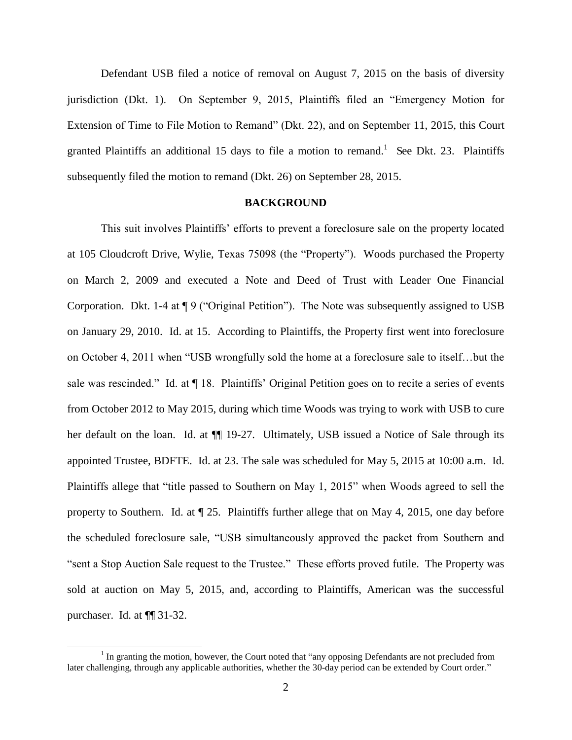Defendant USB filed a notice of removal on August 7, 2015 on the basis of diversity jurisdiction (Dkt. 1). On September 9, 2015, Plaintiffs filed an "Emergency Motion for Extension of Time to File Motion to Remand" (Dkt. 22), and on September 11, 2015, this Court granted Plaintiffs an additional 15 days to file a motion to remand.[1] See Dkt. 23. Plaintiffs subsequently filed the motion to remand (Dkt. 26) on September 28, 2015.

## BACKGROUND

This suit involves Plaintiffs' efforts to prevent a foreclosure sale on the property located at 105 Cloudcroft Drive, Wylie, Texas 75098 (the "Property"). Woods purchased the Property on March 2, 2009 and executed a Note and Deed of Trust with Leader One Financial Corporation. Dkt. 1-4 at ¶ 9 ("Original Petition"). The Note was subsequently assigned to USB on January 29, 2010. Id. at 15. According to Plaintiffs, the Property first went into foreclosure on October 4, 2011 when "USB wrongfully sold the home at a foreclosure sale to itself…but the sale was rescinded." Id. at ¶ 18. Plaintiffs' Original Petition goes on to recite a series of events from October 2012 to May 2015, during which time Woods was trying to work with USB to cure her default on the loan. Id. at ¶¶ 19-27. Ultimately, USB issued a Notice of Sale through its appointed Trustee, BDFTE. Id. at 23. The sale was scheduled for May 5, 2015 at 10:00 a.m. Id. Plaintiffs allege that "title passed to Southern on May 1, 2015" when Woods agreed to sell the property to Southern. Id. at ¶ 25. Plaintiffs further allege that on May 4, 2015, one day before the scheduled foreclosure sale, "USB simultaneously approved the packet from Southern and "sent a Stop Auction Sale request to the Trustee." These efforts proved futile. The Property was sold at auction on May 5, 2015, and, according to Plaintiffs, American was the successful purchaser. Id. at ¶¶ 31-32.

[1] In granting the motion, however, the Court noted that "any opposing Defendants are not precluded from later challenging, through any applicable authorities, whether the 30-day period can be extended by Court order."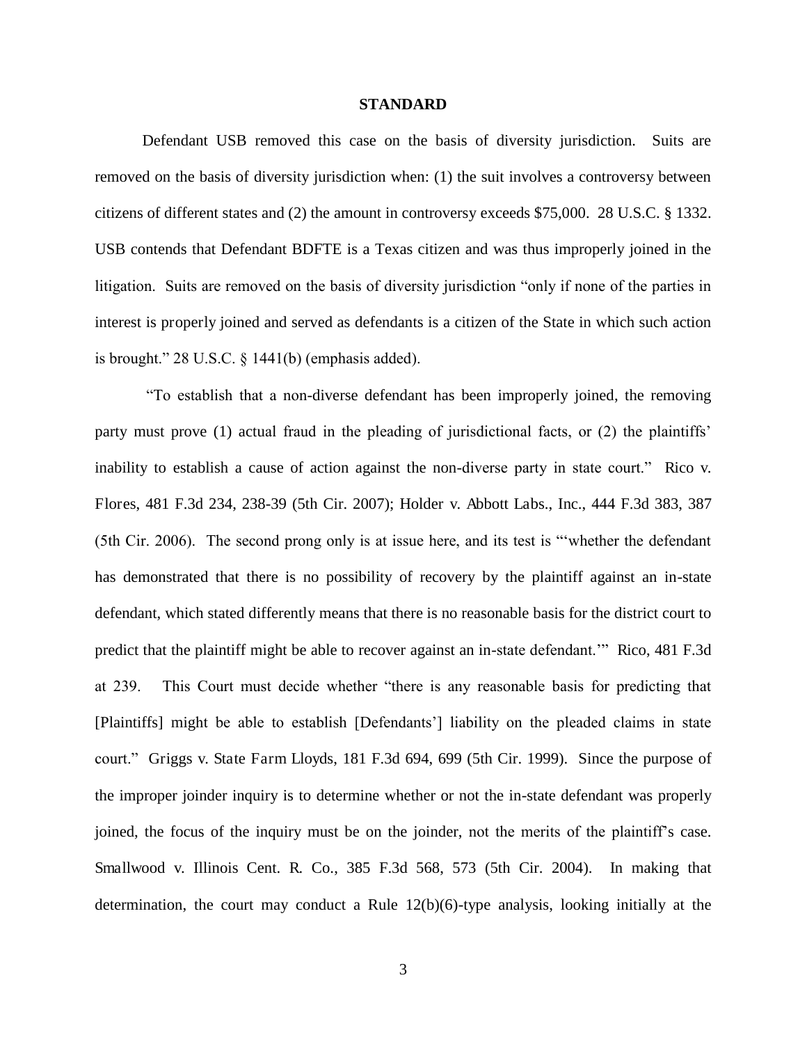**STANDARD**

Defendant USB removed this case on the basis of diversity jurisdiction. Suits are removed on the basis of diversity jurisdiction when: (1) the suit involves a controversy between citizens of different states and (2) the amount in controversy exceeds $75,000. 28 U.S.C. § 1332. USB contends that Defendant BDFTE is a Texas citizen and was thus improperly joined in the litigation. Suits are removed on the basis of diversity jurisdiction "only if none of the parties in interest is properly joined and served as defendants is a citizen of the State in which such action is brought." 28 U.S.C. § 1441(b) (emphasis added).

"To establish that a non-diverse defendant has been improperly joined, the removing party must prove (1) actual fraud in the pleading of jurisdictional facts, or (2) the plaintiffs' inability to establish a cause of action against the non-diverse party in state court." Rico v. Flores, 481 F.3d 234, 238-39 (5th Cir. 2007); Holder v. Abbott Labs., Inc., 444 F.3d 383, 387 (5th Cir. 2006). The second prong only is at issue here, and its test is "'whether the defendant has demonstrated that there is no possibility of recovery by the plaintiff against an in-state defendant, which stated differently means that there is no reasonable basis for the district court to predict that the plaintiff might be able to recover against an in-state defendant.'" Rico, 481 F.3d at 239. This Court must decide whether "there is any reasonable basis for predicting that [Plaintiffs] might be able to establish [Defendants'] liability on the pleaded claims in state court." Griggs v. State Farm Lloyds, 181 F.3d 694, 699 (5th Cir. 1999). Since the purpose of the improper joinder inquiry is to determine whether or not the in-state defendant was properly joined, the focus of the inquiry must be on the joinder, not the merits of the plaintiff's case. Smallwood v. Illinois Cent. R. Co., 385 F.3d 568, 573 (5th Cir. 2004). In making that determination, the court may conduct a Rule 12(b)(6)-type analysis, looking initially at the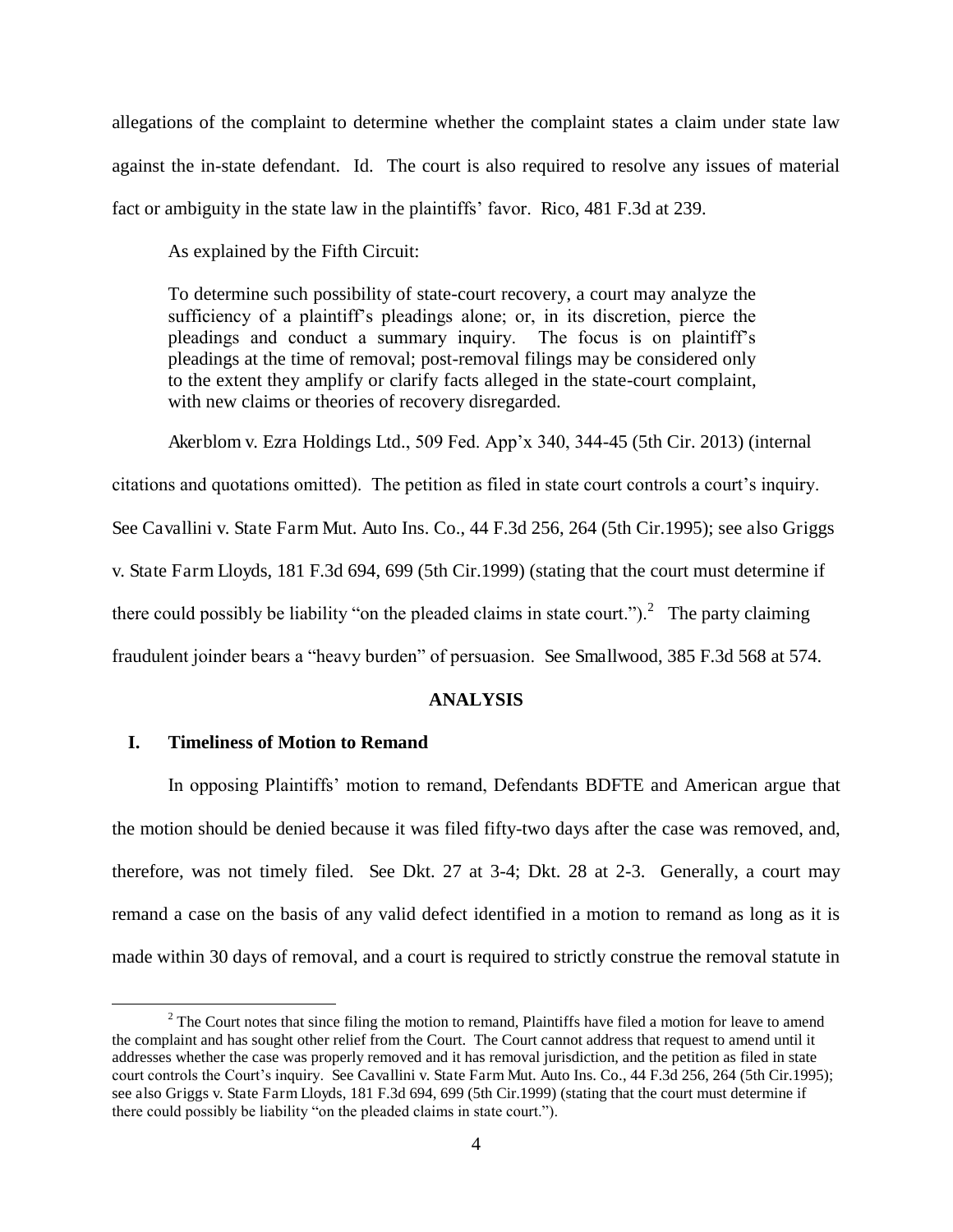allegations of the complaint to determine whether the complaint states a claim under state law against the in-state defendant. Id. The court is also required to resolve any issues of material fact or ambiguity in the state law in the plaintiffs' favor. Rico, 481 F.3d at 239.

As explained by the Fifth Circuit:

> To determine such possibility of state-court recovery, a court may analyze the sufficiency of a plaintiff's pleadings alone; or, in its discretion, pierce the pleadings and conduct a summary inquiry. The focus is on plaintiff's pleadings at the time of removal; post-removal filings may be considered only to the extent they amplify or clarify facts alleged in the state-court complaint, with new claims or theories of recovery disregarded.

Akerblom v. Ezra Holdings Ltd., 509 Fed. App'x 340, 344-45 (5th Cir. 2013) (internal citations and quotations omitted). The petition as filed in state court controls a court's inquiry. See Cavallini v. State Farm Mut. Auto Ins. Co., 44 F.3d 256, 264 (5th Cir.1995); see also Griggs v. State Farm Lloyds, 181 F.3d 694, 699 (5th Cir.1999) (stating that the court must determine if there could possibly be liability "on the pleaded claims in state court.").[2] The party claiming fraudulent joinder bears a "heavy burden" of persuasion. See Smallwood, 385 F.3d 568 at 574.

## ANALYSIS

### I. Timeliness of Motion to Remand

In opposing Plaintiffs' motion to remand, Defendants BDFTE and American argue that the motion should be denied because it was filed fifty-two days after the case was removed, and, therefore, was not timely filed. See Dkt. 27 at 3-4; Dkt. 28 at 2-3. Generally, a court may remand a case on the basis of any valid defect identified in a motion to remand as long as it is made within 30 days of removal, and a court is required to strictly construe the removal statute in

---

[2] The Court notes that since filing the motion to remand, Plaintiffs have filed a motion for leave to amend the complaint and has sought other relief from the Court. The Court cannot address that request to amend until it addresses whether the case was properly removed and it has removal jurisdiction, and the petition as filed in state court controls the Court's inquiry. See Cavallini v. State Farm Mut. Auto Ins. Co., 44 F.3d 256, 264 (5th Cir.1995); see also Griggs v. State Farm Lloyds, 181 F.3d 694, 699 (5th Cir.1999) (stating that the court must determine if there could possibly be liability "on the pleaded claims in state court.").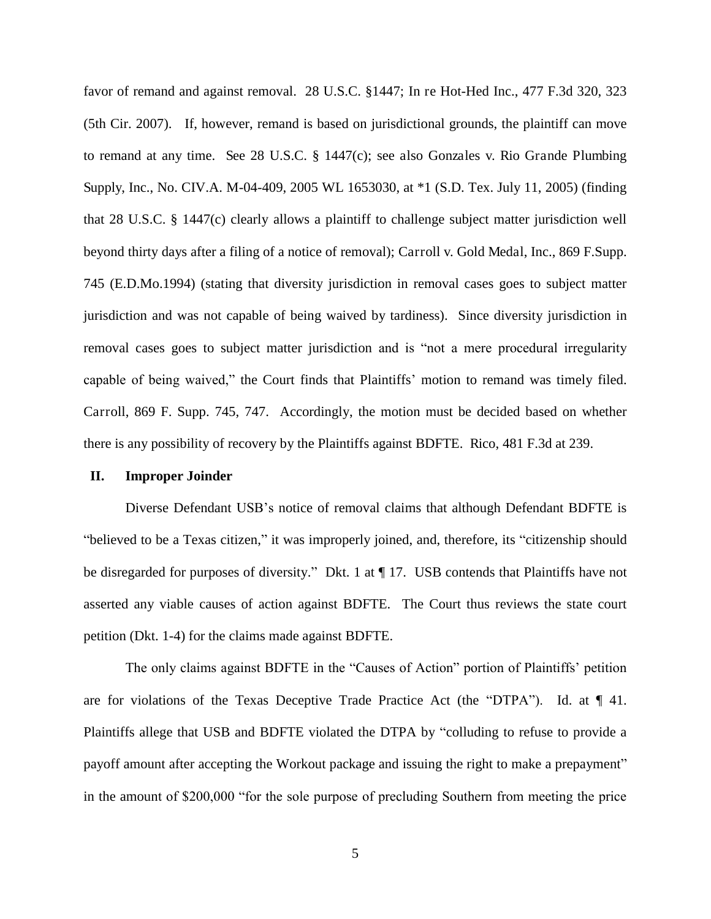favor of remand and against removal. 28 U.S.C. §1447; In re Hot-Hed Inc., 477 F.3d 320, 323 (5th Cir. 2007). If, however, remand is based on jurisdictional grounds, the plaintiff can move to remand at any time. See 28 U.S.C. § 1447(c); see also Gonzales v. Rio Grande Plumbing Supply, Inc., No. CIV.A. M-04-409, 2005 WL 1653030, at *1 (S.D. Tex. July 11, 2005) (finding that 28 U.S.C. § 1447(c) clearly allows a plaintiff to challenge subject matter jurisdiction well beyond thirty days after a filing of a notice of removal); Carroll v. Gold Medal, Inc., 869 F.Supp. 745 (E.D.Mo.1994) (stating that diversity jurisdiction in removal cases goes to subject matter jurisdiction and was not capable of being waived by tardiness). Since diversity jurisdiction in removal cases goes to subject matter jurisdiction and is "not a mere procedural irregularity capable of being waived," the Court finds that Plaintiffs' motion to remand was timely filed. Carroll, 869 F. Supp. 745, 747. Accordingly, the motion must be decided based on whether there is any possibility of recovery by the Plaintiffs against BDFTE. Rico, 481 F.3d at 239.

## II. Improper Joinder

Diverse Defendant USB's notice of removal claims that although Defendant BDFTE is "believed to be a Texas citizen," it was improperly joined, and, therefore, its "citizenship should be disregarded for purposes of diversity." Dkt. 1 at ¶ 17. USB contends that Plaintiffs have not asserted any viable causes of action against BDFTE. The Court thus reviews the state court petition (Dkt. 1-4) for the claims made against BDFTE.

The only claims against BDFTE in the "Causes of Action" portion of Plaintiffs' petition are for violations of the Texas Deceptive Trade Practice Act (the "DTPA"). Id. at ¶ 41. Plaintiffs allege that USB and BDFTE violated the DTPA by "colluding to refuse to provide a payoff amount after accepting the Workout package and issuing the right to make a prepayment" in the amount of $200,000 "for the sole purpose of precluding Southern from meeting the price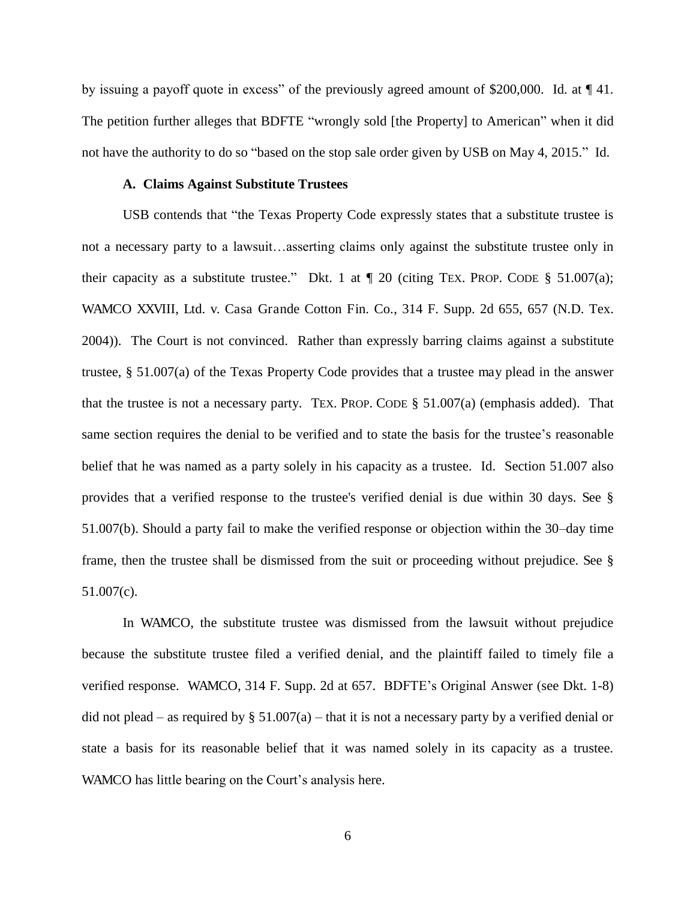by issuing a payoff quote in excess" of the previously agreed amount of $200,000. Id. at ¶ 41. The petition further alleges that BDFTE "wrongly sold [the Property] to American" when it did not have the authority to do so "based on the stop sale order given by USB on May 4, 2015." Id.

### A. Claims Against Substitute Trustees

USB contends that "the Texas Property Code expressly states that a substitute trustee is not a necessary party to a lawsuit…asserting claims only against the substitute trustee only in their capacity as a substitute trustee." Dkt. 1 at ¶ 20 (citing TEX. PROP. CODE § 51.007(a); WAMCO XXVIII, Ltd. v. Casa Grande Cotton Fin. Co., 314 F. Supp. 2d 655, 657 (N.D. Tex. 2004)). The Court is not convinced. Rather than expressly barring claims against a substitute trustee, § 51.007(a) of the Texas Property Code provides that a trustee *may* plead in the answer that the trustee is not a necessary party. TEX. PROP. CODE § 51.007(a) (emphasis added). That same section requires the denial to be verified and to state the basis for the trustee's reasonable belief that he was named as a party solely in his capacity as a trustee. Id. Section 51.007 also provides that a verified response to the trustee's verified denial is due within 30 days. See § 51.007(b). Should a party fail to make the verified response or objection within the 30–day time frame, then the trustee shall be dismissed from the suit or proceeding without prejudice. See § 51.007(c).

In WAMCO, the substitute trustee was dismissed from the lawsuit without prejudice because the substitute trustee filed a verified denial, and the plaintiff failed to timely file a verified response. WAMCO, 314 F. Supp. 2d at 657. BDFTE's Original Answer (see Dkt. 1-8) did not plead – as required by § 51.007(a) – that it is not a necessary party by a verified denial or state a basis for its reasonable belief that it was named solely in its capacity as a trustee. WAMCO has little bearing on the Court's analysis here.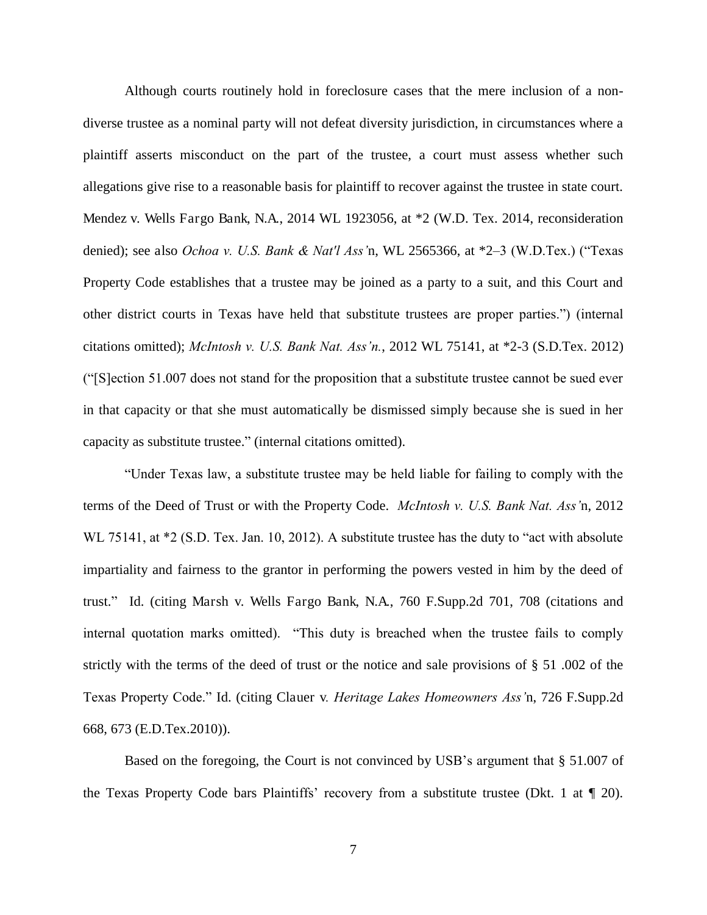Although courts routinely hold in foreclosure cases that the mere inclusion of a non-diverse trustee as a nominal party will not defeat diversity jurisdiction, in circumstances where a plaintiff asserts misconduct on the part of the trustee, a court must assess whether such allegations give rise to a reasonable basis for plaintiff to recover against the trustee in state court. Mendez v. Wells Fargo Bank, N.A., 2014 WL 1923056, at *2 (W.D. Tex. 2014, reconsideration denied); see also *Ochoa v. U.S. Bank & Nat'l Ass'*n, WL 2565366, at *2–3 (W.D.Tex.) ("Texas Property Code establishes that a trustee may be joined as a party to a suit, and this Court and other district courts in Texas have held that substitute trustees are proper parties.") (internal citations omitted); *McIntosh v. U.S. Bank Nat. Ass'n.*, 2012 WL 75141, at *2-3 (S.D.Tex. 2012) ("[S]ection 51.007 does not stand for the proposition that a substitute trustee cannot be sued ever in that capacity or that she must automatically be dismissed simply because she is sued in her capacity as substitute trustee." (internal citations omitted).

"Under Texas law, a substitute trustee may be held liable for failing to comply with the terms of the Deed of Trust or with the Property Code. *McIntosh v. U.S. Bank Nat. Ass'*n, 2012 WL 75141, at *2 (S.D. Tex. Jan. 10, 2012). A substitute trustee has the duty to "act with absolute impartiality and fairness to the grantor in performing the powers vested in him by the deed of trust." Id. (citing Marsh v. Wells Fargo Bank, N.A., 760 F.Supp.2d 701, 708 (citations and internal quotation marks omitted). "This duty is breached when the trustee fails to comply strictly with the terms of the deed of trust or the notice and sale provisions of § 51 .002 of the Texas Property Code." Id. (citing Clauer v. *Heritage Lakes Homeowners Ass'*n, 726 F.Supp.2d 668, 673 (E.D.Tex.2010)).

Based on the foregoing, the Court is not convinced by USB's argument that § 51.007 of the Texas Property Code bars Plaintiffs' recovery from a substitute trustee (Dkt. 1 at ¶ 20).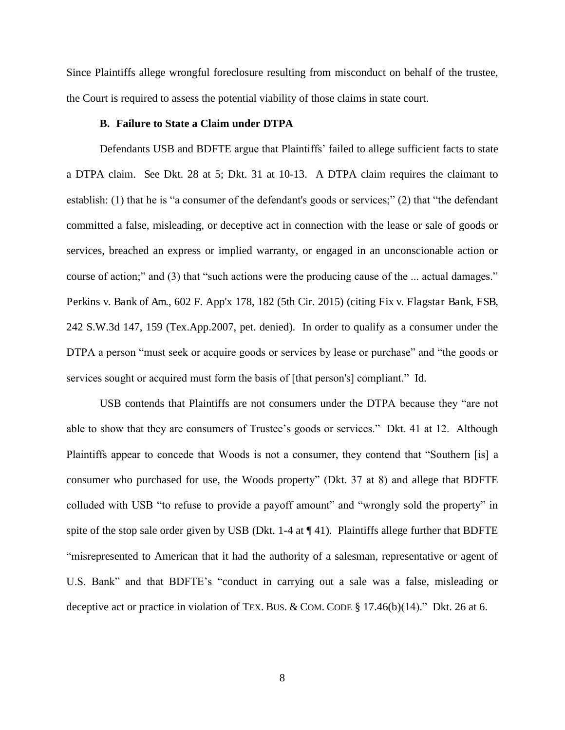Since Plaintiffs allege wrongful foreclosure resulting from misconduct on behalf of the trustee, the Court is required to assess the potential viability of those claims in state court.

### B. Failure to State a Claim under DTPA

Defendants USB and BDFTE argue that Plaintiffs' failed to allege sufficient facts to state a DTPA claim. See Dkt. 28 at 5; Dkt. 31 at 10-13. A DTPA claim requires the claimant to establish: (1) that he is "a consumer of the defendant's goods or services;" (2) that "the defendant committed a false, misleading, or deceptive act in connection with the lease or sale of goods or services, breached an express or implied warranty, or engaged in an unconscionable action or course of action;" and (3) that "such actions were the producing cause of the ... actual damages." Perkins v. Bank of Am., 602 F. App'x 178, 182 (5th Cir. 2015) (citing Fix v. Flagstar Bank, FSB, 242 S.W.3d 147, 159 (Tex.App.2007, pet. denied). In order to qualify as a consumer under the DTPA a person "must seek or acquire goods or services by lease or purchase" and "the goods or services sought or acquired must form the basis of [that person's] compliant." Id.

USB contends that Plaintiffs are not consumers under the DTPA because they "are not able to show that they are consumers of Trustee's goods or services." Dkt. 41 at 12. Although Plaintiffs appear to concede that Woods is not a consumer, they contend that "Southern [is] a consumer who purchased for use, the Woods property" (Dkt. 37 at 8) and allege that BDFTE colluded with USB "to refuse to provide a payoff amount" and "wrongly sold the property" in spite of the stop sale order given by USB (Dkt. 1-4 at ¶ 41). Plaintiffs allege further that BDFTE "misrepresented to American that it had the authority of a salesman, representative or agent of U.S. Bank" and that BDFTE's "conduct in carrying out a sale was a false, misleading or deceptive act or practice in violation of TEX. BUS. & COM. CODE § 17.46(b)(14)." Dkt. 26 at 6.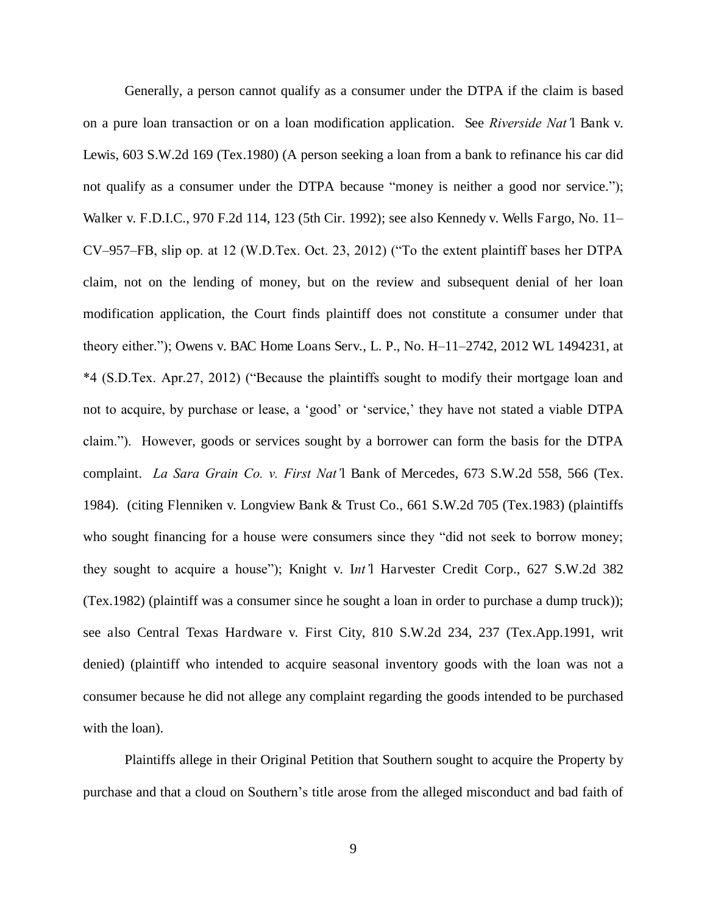Generally, a person cannot qualify as a consumer under the DTPA if the claim is based on a pure loan transaction or on a loan modification application. See *Riverside Nat'l* Bank v. Lewis, 603 S.W.2d 169 (Tex.1980) (A person seeking a loan from a bank to refinance his car did not qualify as a consumer under the DTPA because "money is neither a good nor service."); Walker v. F.D.I.C., 970 F.2d 114, 123 (5th Cir. 1992); see also Kennedy v. Wells Fargo, No. 11–CV–957–FB, slip op. at 12 (W.D.Tex. Oct. 23, 2012) ("To the extent plaintiff bases her DTPA claim, not on the lending of money, but on the review and subsequent denial of her loan modification application, the Court finds plaintiff does not constitute a consumer under that theory either."); Owens v. BAC Home Loans Serv., L. P., No. H–11–2742, 2012 WL 1494231, at *4 (S.D.Tex. Apr.27, 2012) ("Because the plaintiffs sought to modify their mortgage loan and not to acquire, by purchase or lease, a 'good' or 'service,' they have not stated a viable DTPA claim."). However, goods or services sought by a borrower can form the basis for the DTPA complaint. *La Sara Grain Co. v. First Nat'l* Bank of Mercedes, 673 S.W.2d 558, 566 (Tex. 1984). (citing Flenniken v. Longview Bank & Trust Co., 661 S.W.2d 705 (Tex.1983) (plaintiffs who sought financing for a house were consumers since they "did not seek to borrow money; they sought to acquire a house"); Knight v. I*nt'*l Harvester Credit Corp., 627 S.W.2d 382 (Tex.1982) (plaintiff was a consumer since he sought a loan in order to purchase a dump truck)); see also Central Texas Hardware v. First City, 810 S.W.2d 234, 237 (Tex.App.1991, writ denied) (plaintiff who intended to acquire seasonal inventory goods with the loan was not a consumer because he did not allege any complaint regarding the goods intended to be purchased with the loan).

Plaintiffs allege in their Original Petition that Southern sought to acquire the Property by purchase and that a cloud on Southern's title arose from the alleged misconduct and bad faith of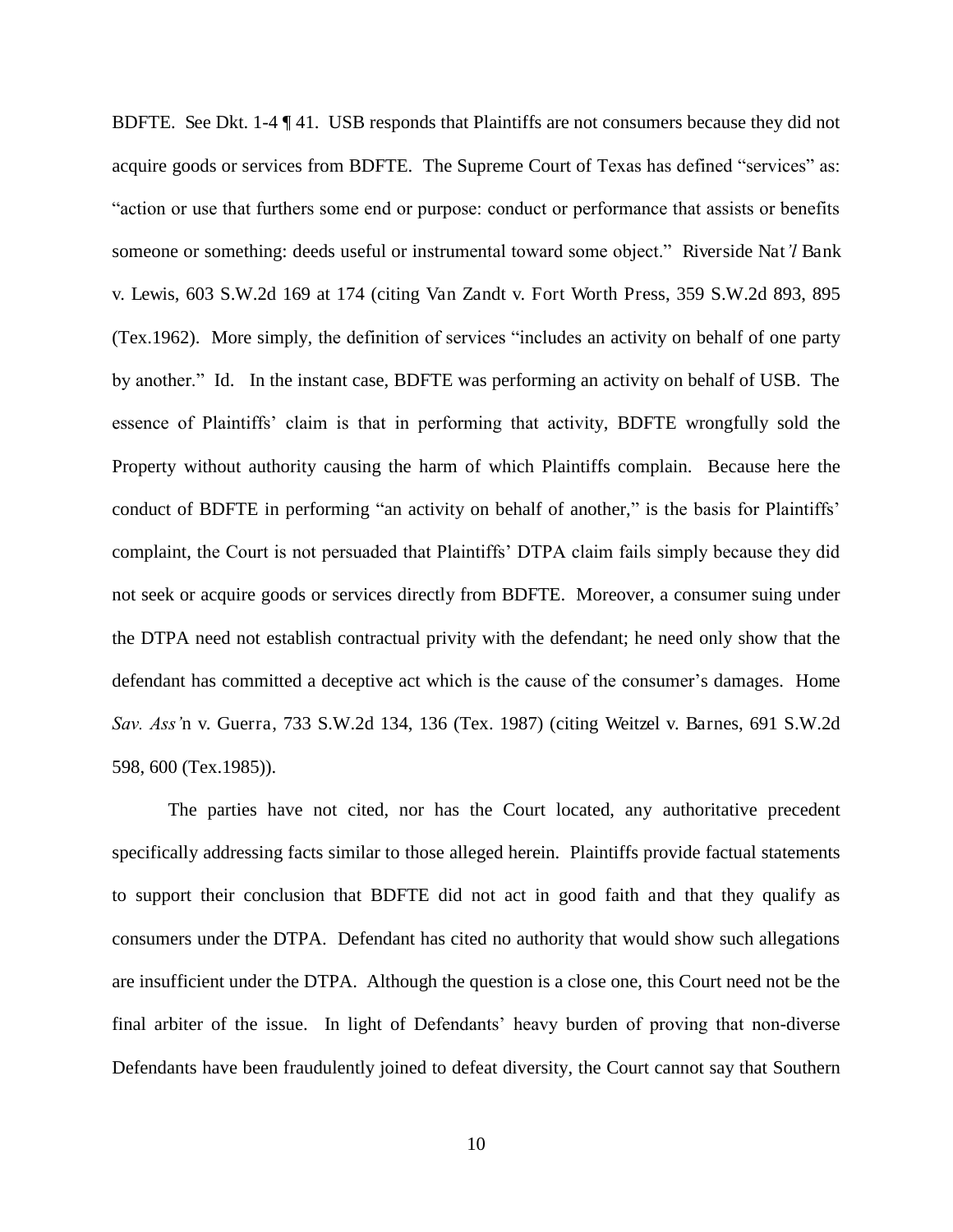BDFTE. See Dkt. 1-4 ¶ 41. USB responds that Plaintiffs are not consumers because they did not acquire goods or services from BDFTE. The Supreme Court of Texas has defined "services" as: "action or use that furthers some end or purpose: conduct or performance that assists or benefits someone or something: deeds useful or instrumental toward some object." Riverside Nat'l Bank v. Lewis, 603 S.W.2d 169 at 174 (citing Van Zandt v. Fort Worth Press, 359 S.W.2d 893, 895 (Tex.1962). More simply, the definition of services "includes an activity on behalf of one party by another." Id. In the instant case, BDFTE was performing an activity on behalf of USB. The essence of Plaintiffs' claim is that in performing that activity, BDFTE wrongfully sold the Property without authority causing the harm of which Plaintiffs complain. Because here the conduct of BDFTE in performing "an activity on behalf of another," is the basis for Plaintiffs' complaint, the Court is not persuaded that Plaintiffs' DTPA claim fails simply because they did not seek or acquire goods or services directly from BDFTE. Moreover, a consumer suing under the DTPA need not establish contractual privity with the defendant; he need only show that the defendant has committed a deceptive act which is the cause of the consumer's damages. Home *Sav. Ass'*n v. Guerra, 733 S.W.2d 134, 136 (Tex. 1987) (citing Weitzel v. Barnes, 691 S.W.2d 598, 600 (Tex.1985)).

The parties have not cited, nor has the Court located, any authoritative precedent specifically addressing facts similar to those alleged herein. Plaintiffs provide factual statements to support their conclusion that BDFTE did not act in good faith and that they qualify as consumers under the DTPA. Defendant has cited no authority that would show such allegations are insufficient under the DTPA. Although the question is a close one, this Court need not be the final arbiter of the issue. In light of Defendants' heavy burden of proving that non-diverse Defendants have been fraudulently joined to defeat diversity, the Court cannot say that Southern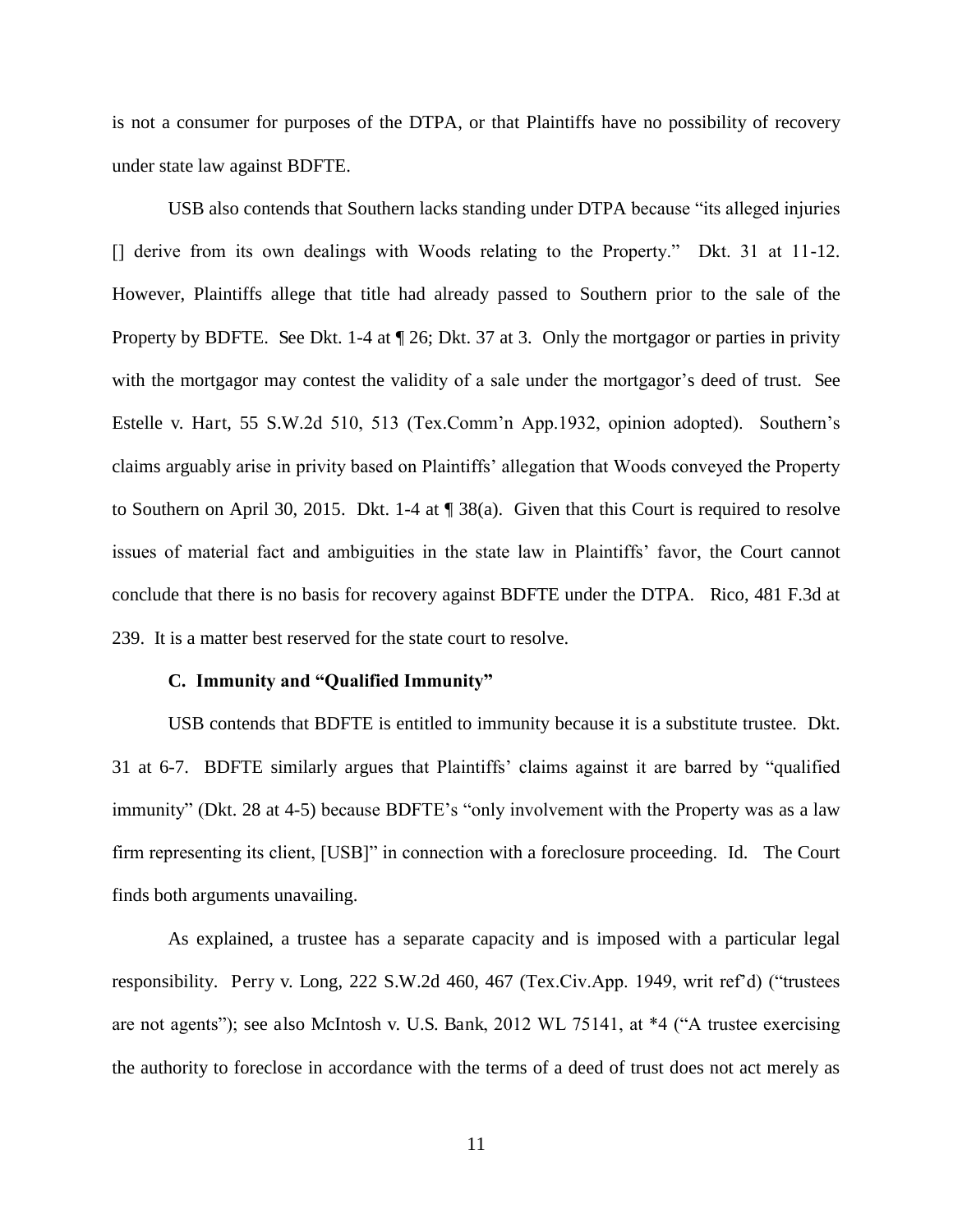is not a consumer for purposes of the DTPA, or that Plaintiffs have no possibility of recovery under state law against BDFTE.

USB also contends that Southern lacks standing under DTPA because "its alleged injuries [] derive from its own dealings with Woods relating to the Property." Dkt. 31 at 11-12. However, Plaintiffs allege that title had already passed to Southern prior to the sale of the Property by BDFTE. See Dkt. 1-4 at ¶ 26; Dkt. 37 at 3. Only the mortgagor or parties in privity with the mortgagor may contest the validity of a sale under the mortgagor's deed of trust. See Estelle v. Hart, 55 S.W.2d 510, 513 (Tex.Comm'n App.1932, opinion adopted). Southern's claims arguably arise in privity based on Plaintiffs' allegation that Woods conveyed the Property to Southern on April 30, 2015. Dkt. 1-4 at ¶ 38(a). Given that this Court is required to resolve issues of material fact and ambiguities in the state law in Plaintiffs' favor, the Court cannot conclude that there is no basis for recovery against BDFTE under the DTPA. Rico, 481 F.3d at 239. It is a matter best reserved for the state court to resolve.

### C. Immunity and "Qualified Immunity"

USB contends that BDFTE is entitled to immunity because it is a substitute trustee. Dkt. 31 at 6-7. BDFTE similarly argues that Plaintiffs' claims against it are barred by "qualified immunity" (Dkt. 28 at 4-5) because BDFTE's "only involvement with the Property was as a law firm representing its client, [USB]" in connection with a foreclosure proceeding. Id. The Court finds both arguments unavailing.

As explained, a trustee has a separate capacity and is imposed with a particular legal responsibility. Perry v. Long, 222 S.W.2d 460, 467 (Tex.Civ.App. 1949, writ ref'd) ("trustees are not agents"); see also McIntosh v. U.S. Bank, 2012 WL 75141, at *4 ("A trustee exercising the authority to foreclose in accordance with the terms of a deed of trust does not act merely as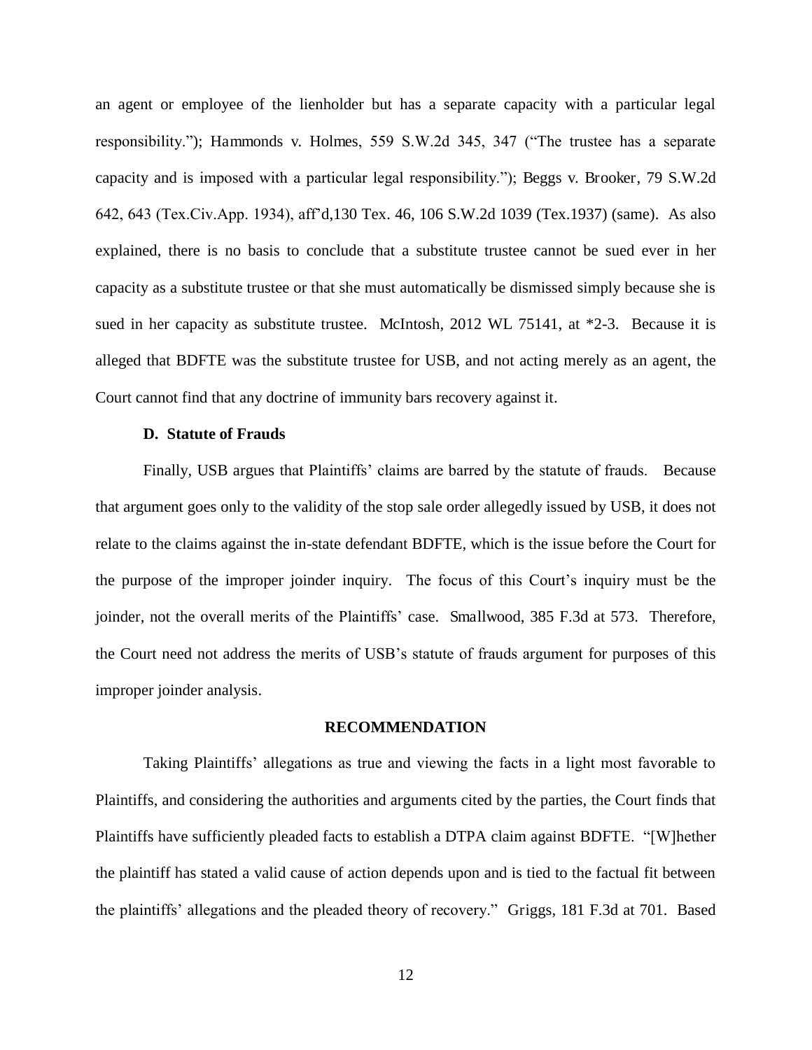an agent or employee of the lienholder but has a separate capacity with a particular legal responsibility."); Hammonds v. Holmes, 559 S.W.2d 345, 347 ("The trustee has a separate capacity and is imposed with a particular legal responsibility."); Beggs v. Brooker, 79 S.W.2d 642, 643 (Tex.Civ.App. 1934), aff'd,130 Tex. 46, 106 S.W.2d 1039 (Tex.1937) (same). As also explained, there is no basis to conclude that a substitute trustee cannot be sued ever in her capacity as a substitute trustee or that she must automatically be dismissed simply because she is sued in her capacity as substitute trustee. McIntosh, 2012 WL 75141, at *2-3. Because it is alleged that BDFTE was the substitute trustee for USB, and not acting merely as an agent, the Court cannot find that any doctrine of immunity bars recovery against it.

### D. Statute of Frauds

Finally, USB argues that Plaintiffs' claims are barred by the statute of frauds. Because that argument goes only to the validity of the stop sale order allegedly issued by USB, it does not relate to the claims against the in-state defendant BDFTE, which is the issue before the Court for the purpose of the improper joinder inquiry. The focus of this Court's inquiry must be the joinder, not the overall merits of the Plaintiffs' case. Smallwood, 385 F.3d at 573. Therefore, the Court need not address the merits of USB's statute of frauds argument for purposes of this improper joinder analysis.

## RECOMMENDATION

Taking Plaintiffs' allegations as true and viewing the facts in a light most favorable to Plaintiffs, and considering the authorities and arguments cited by the parties, the Court finds that Plaintiffs have sufficiently pleaded facts to establish a DTPA claim against BDFTE. "[W]hether the plaintiff has stated a valid cause of action depends upon and is tied to the factual fit between the plaintiffs' allegations and the pleaded theory of recovery." Griggs, 181 F.3d at 701. Based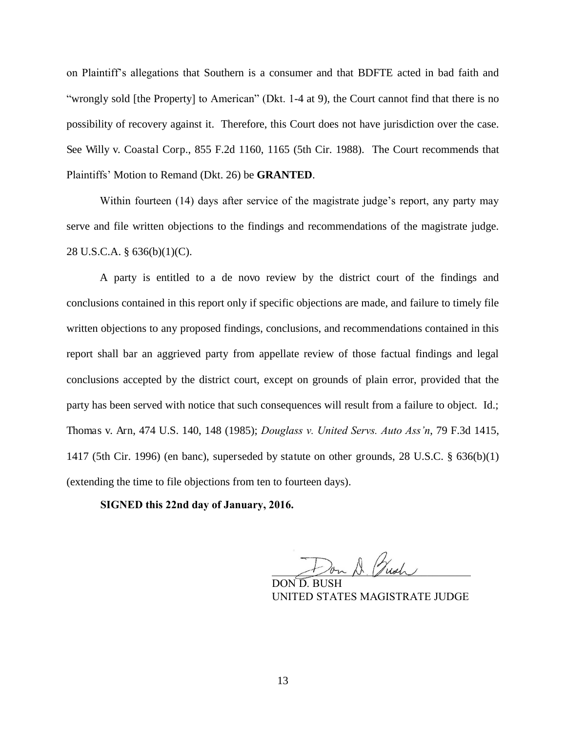on Plaintiff's allegations that Southern is a consumer and that BDFTE acted in bad faith and "wrongly sold [the Property] to American" (Dkt. 1-4 at 9), the Court cannot find that there is no possibility of recovery against it. Therefore, this Court does not have jurisdiction over the case. See Willy v. Coastal Corp., 855 F.2d 1160, 1165 (5th Cir. 1988). The Court recommends that Plaintiffs' Motion to Remand (Dkt. 26) be **GRANTED**.

Within fourteen (14) days after service of the magistrate judge's report, any party may serve and file written objections to the findings and recommendations of the magistrate judge. 28 U.S.C.A. § 636(b)(1)(C).

A party is entitled to a de novo review by the district court of the findings and conclusions contained in this report only if specific objections are made, and failure to timely file written objections to any proposed findings, conclusions, and recommendations contained in this report shall bar an aggrieved party from appellate review of those factual findings and legal conclusions accepted by the district court, except on grounds of plain error, provided that the party has been served with notice that such consequences will result from a failure to object. Id.; Thomas v. Arn, 474 U.S. 140, 148 (1985); *Douglass v. United Servs. Auto Ass'n*, 79 F.3d 1415, 1417 (5th Cir. 1996) (en banc), superseded by statute on other grounds, 28 U.S.C. § 636(b)(1) (extending the time to file objections from ten to fourteen days).

**SIGNED this 22nd day of January, 2016.**

DON D. BUSH
UNITED STATES MAGISTRATE JUDGE